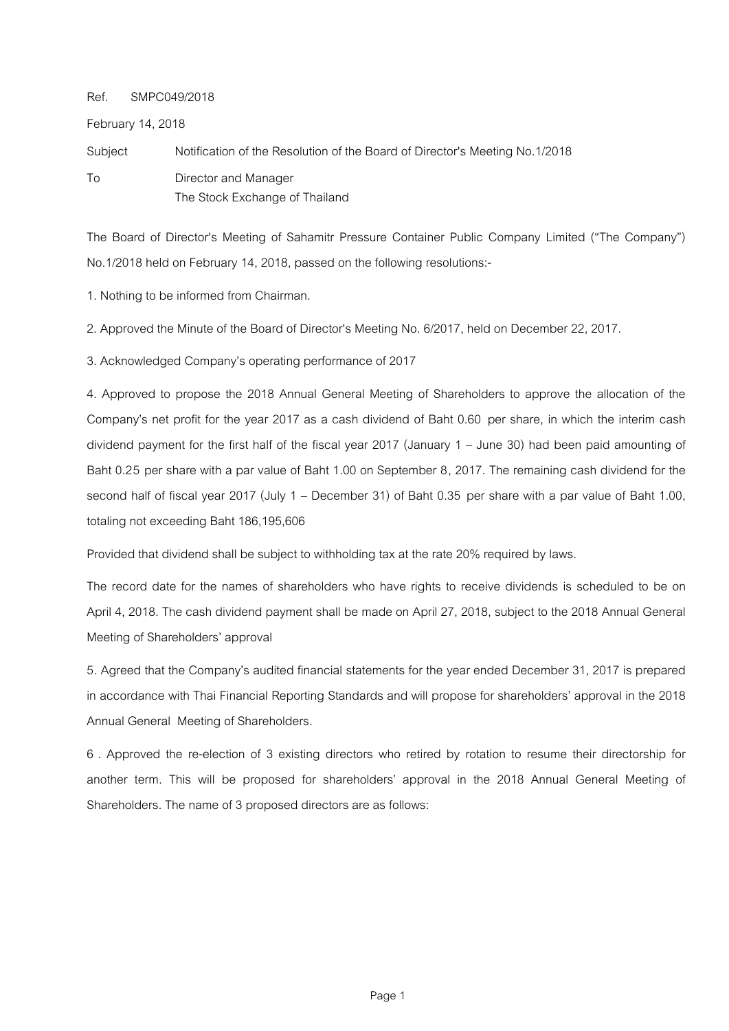Ref. SMPC049/2018

February 14, 2018

Subject Notification of the Resolution of the Board of Director's Meeting No.1/2018

To Director and Manager
The Stock Exchange of Thailand

The Board of Director's Meeting of Sahamitr Pressure Container Public Company Limited ("The Company") No.1/2018 held on February 14, 2018, passed on the following resolutions:-

1. Nothing to be informed from Chairman.

2. Approved the Minute of the Board of Director's Meeting No. 6/2017, held on December 22, 2017.

3. Acknowledged Company's operating performance of 2017

4. Approved to propose the 2018 Annual General Meeting of Shareholders to approve the allocation of the Company's net profit for the year 2017 as a cash dividend of Baht 0.60 per share, in which the interim cash dividend payment for the first half of the fiscal year 2017 (January 1 – June 30) had been paid amounting of Baht 0.25 per share with a par value of Baht 1.00 on September 8, 2017. The remaining cash dividend for the second half of fiscal year 2017 (July 1 – December 31) of Baht 0.35 per share with a par value of Baht 1.00, totaling not exceeding Baht 186,195,606

Provided that dividend shall be subject to withholding tax at the rate 20% required by laws.

The record date for the names of shareholders who have rights to receive dividends is scheduled to be on April 4, 2018. The cash dividend payment shall be made on April 27, 2018, subject to the 2018 Annual General Meeting of Shareholders' approval

5. Agreed that the Company's audited financial statements for the year ended December 31, 2017 is prepared in accordance with Thai Financial Reporting Standards and will propose for shareholders' approval in the 2018 Annual General Meeting of Shareholders.

6 . Approved the re-election of 3 existing directors who retired by rotation to resume their directorship for another term. This will be proposed for shareholders' approval in the 2018 Annual General Meeting of Shareholders. The name of 3 proposed directors are as follows: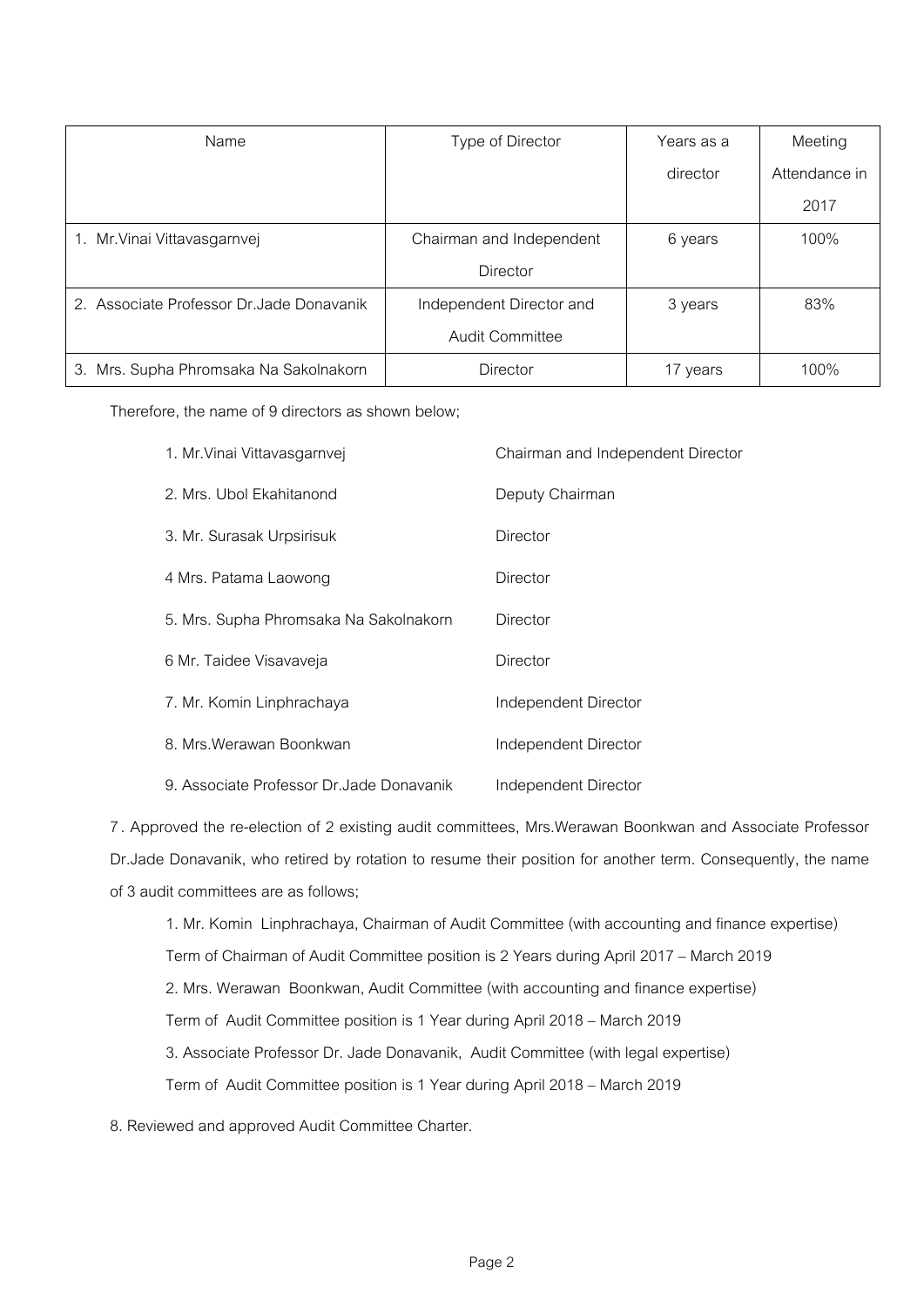| Name | Type of Director | Years as a director | Meeting Attendance in 2017 |
|---|---|---|---|
| 1. Mr.Vinai Vittavasgarnvej | Chairman and Independent Director | 6 years | 100% |
| 2. Associate Professor Dr.Jade Donavanik | Independent Director and Audit Committee | 3 years | 83% |
| 3. Mrs. Supha Phromsaka Na Sakolnakorn | Director | 17 years | 100% |

Therefore, the name of 9 directors as shown below;

| | |
|---|---|
| 1. Mr.Vinai Vittavasgarnvej | Chairman and Independent Director |
| 2. Mrs. Ubol Ekahitanond | Deputy Chairman |
| 3. Mr. Surasak Urpsirisuk | Director |
| 4 Mrs. Patama Laowong | Director |
| 5. Mrs. Supha Phromsaka Na Sakolnakorn | Director |
| 6 Mr. Taidee Visavaveja | Director |
| 7. Mr. Komin Linphrachaya | Independent Director |
| 8. Mrs.Werawan Boonkwan | Independent Director |
| 9. Associate Professor Dr.Jade Donavanik | Independent Director |

7. Approved the re-election of 2 existing audit committees, Mrs.Werawan Boonkwan and Associate Professor Dr.Jade Donavanik, who retired by rotation to resume their position for another term. Consequently, the name of 3 audit committees are as follows;

1. Mr. Komin Linphrachaya, Chairman of Audit Committee (with accounting and finance expertise)
   Term of Chairman of Audit Committee position is 2 Years during April 2017 – March 2019
2. Mrs. Werawan Boonkwan, Audit Committee (with accounting and finance expertise)
   Term of Audit Committee position is 1 Year during April 2018 – March 2019
3. Associate Professor Dr. Jade Donavanik, Audit Committee (with legal expertise)
   Term of Audit Committee position is 1 Year during April 2018 – March 2019

8. Reviewed and approved Audit Committee Charter.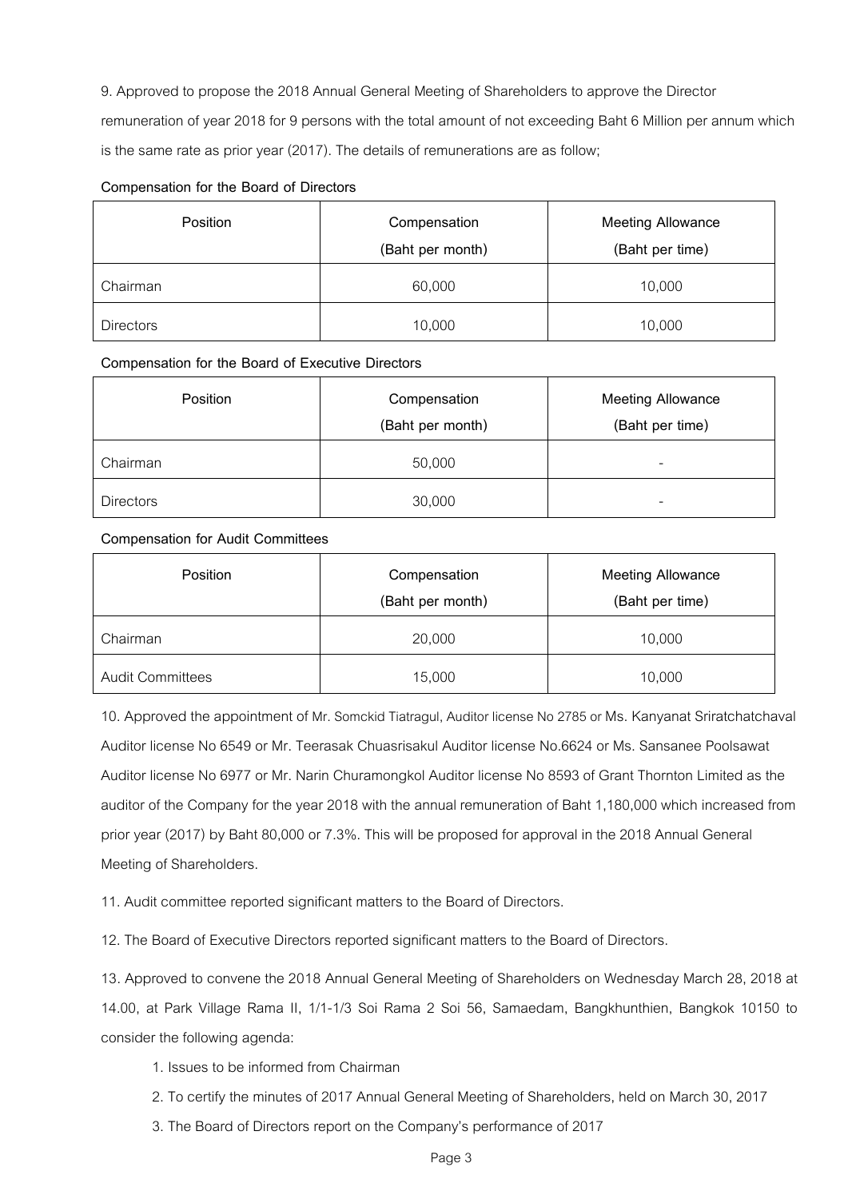9. Approved to propose the 2018 Annual General Meeting of Shareholders to approve the Director remuneration of year 2018 for 9 persons with the total amount of not exceeding Baht 6 Million per annum which is the same rate as prior year (2017). The details of remunerations are as follow;

**Compensation for the Board of Directors**

| Position | Compensation (Baht per month) | Meeting Allowance (Baht per time) |
|---|---|---|
| Chairman | 60,000 | 10,000 |
| Directors | 10,000 | 10,000 |

**Compensation for the Board of Executive Directors**

| Position | Compensation (Baht per month) | Meeting Allowance (Baht per time) |
|---|---|---|
| Chairman | 50,000 | - |
| Directors | 30,000 | - |

**Compensation for Audit Committees**

| Position | Compensation (Baht per month) | Meeting Allowance (Baht per time) |
|---|---|---|
| Chairman | 20,000 | 10,000 |
| Audit Committees | 15,000 | 10,000 |

10. Approved the appointment of Mr. Somckid Tiatragul, Auditor license No 2785 or Ms. Kanyanat Sriratchatchaval Auditor license No 6549 or Mr. Teerasak Chuasrisakul Auditor license No.6624 or Ms. Sansanee Poolsawat Auditor license No 6977 or Mr. Narin Churamongkol Auditor license No 8593 of Grant Thornton Limited as the auditor of the Company for the year 2018 with the annual remuneration of Baht 1,180,000 which increased from prior year (2017) by Baht 80,000 or 7.3%. This will be proposed for approval in the 2018 Annual General Meeting of Shareholders.

11. Audit committee reported significant matters to the Board of Directors.

12. The Board of Executive Directors reported significant matters to the Board of Directors.

13. Approved to convene the 2018 Annual General Meeting of Shareholders on Wednesday March 28, 2018 at 14.00, at Park Village Rama II, 1/1-1/3 Soi Rama 2 Soi 56, Samaedam, Bangkhunthien, Bangkok 10150 to consider the following agenda:

1. Issues to be informed from Chairman
2. To certify the minutes of 2017 Annual General Meeting of Shareholders, held on March 30, 2017
3. The Board of Directors report on the Company's performance of 2017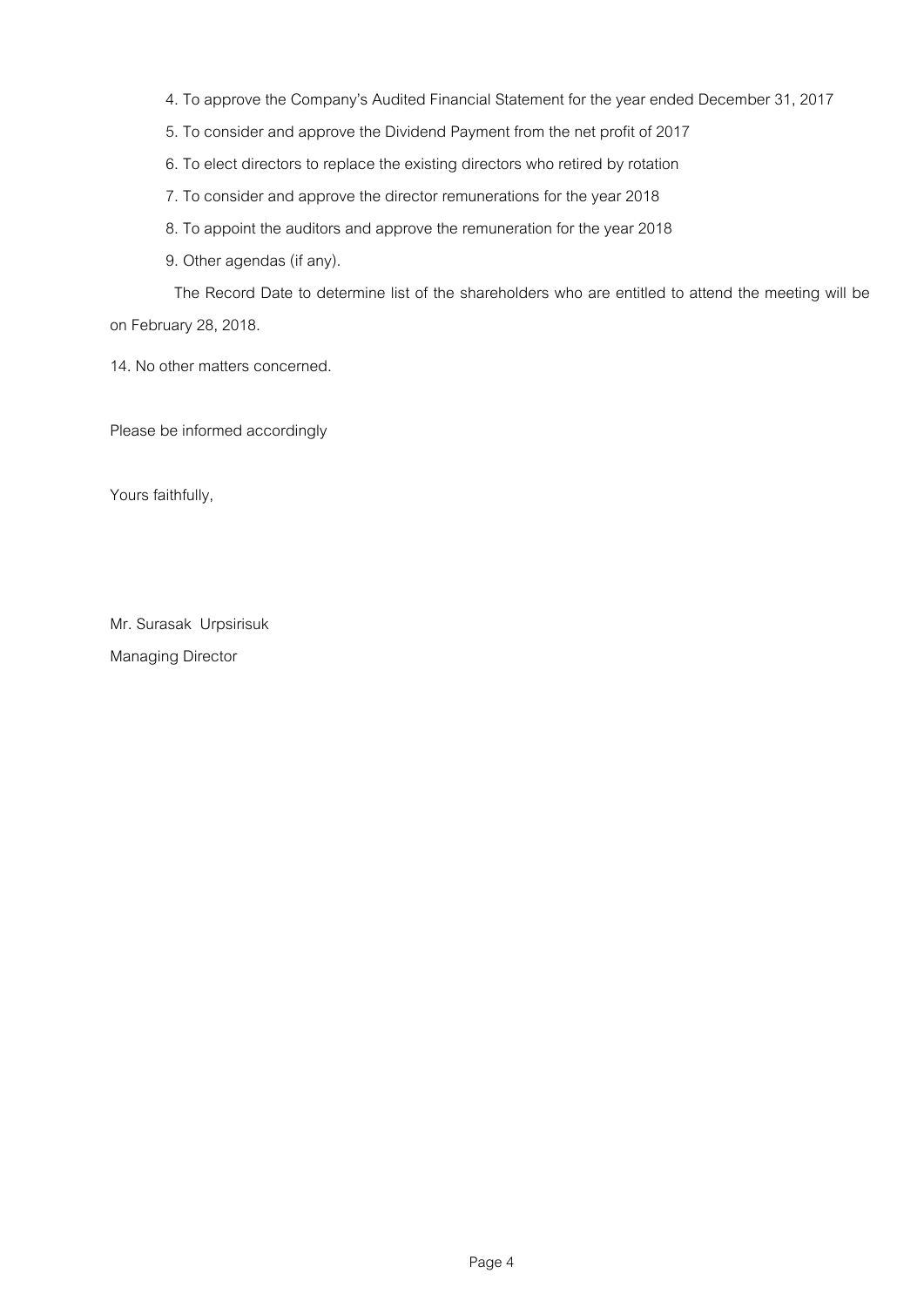4. To approve the Company's Audited Financial Statement for the year ended December 31, 2017
5. To consider and approve the Dividend Payment from the net profit of 2017
6. To elect directors to replace the existing directors who retired by rotation
7. To consider and approve the director remunerations for the year 2018
8. To appoint the auditors and approve the remuneration for the year 2018
9. Other agendas (if any).

The Record Date to determine list of the shareholders who are entitled to attend the meeting will be on February 28, 2018.

14. No other matters concerned.

Please be informed accordingly

Yours faithfully,

Mr. Surasak Urpsirisuk

Managing Director